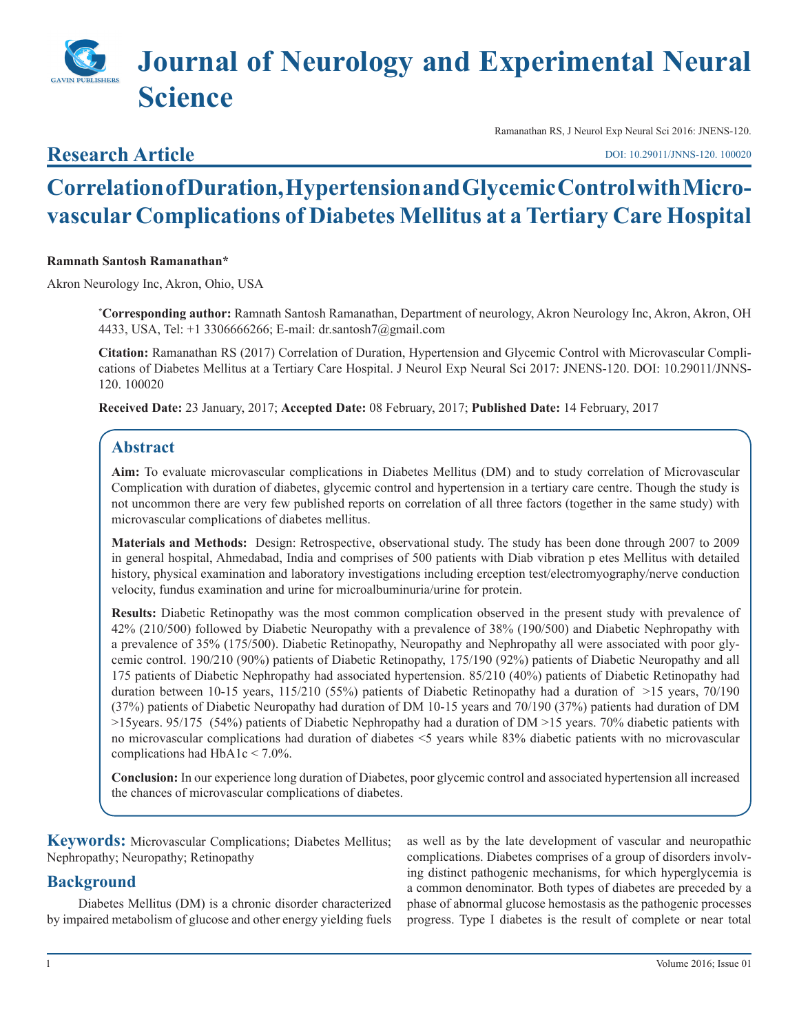# Journal of Neurology and Experimental Neural Science

## Research Article

# Correlation of Duration, Hypertension and Glycemic Control with Microvascular Complications of Diabetes Mellitus at a Tertiary Care Hospital

**Ramnath Santosh Ramanathan***

Akron Neurology Inc, Akron, Ohio, USA

***Corresponding author:** Ramnath Santosh Ramanathan, Department of neurology, Akron Neurology Inc, Akron, Akron, OH 4433, USA, Tel: +1 3306666266; E-mail: dr.santosh7@gmail.com

**Citation:** Ramanathan RS (2017) Correlation of Duration, Hypertension and Glycemic Control with Microvascular Complications of Diabetes Mellitus at a Tertiary Care Hospital. J Neurol Exp Neural Sci 2017: JNENS-120. DOI: 10.29011/JNNS-120. 100020

**Received Date:** 23 January, 2017; **Accepted Date:** 08 February, 2017; **Published Date:** 14 February, 2017

## Abstract

**Aim:** To evaluate microvascular complications in Diabetes Mellitus (DM) and to study correlation of Microvascular Complication with duration of diabetes, glycemic control and hypertension in a tertiary care centre. Though the study is not uncommon there are very few published reports on correlation of all three factors (together in the same study) with microvascular complications of diabetes mellitus.

**Materials and Methods:** Design: Retrospective, observational study. The study has been done through 2007 to 2009 in general hospital, Ahmedabad, India and comprises of 500 patients with Diab vibration p etes Mellitus with detailed history, physical examination and laboratory investigations including erception test/electromyography/nerve conduction velocity, fundus examination and urine for microalbuminuria/urine for protein.

**Results:** Diabetic Retinopathy was the most common complication observed in the present study with prevalence of 42% (210/500) followed by Diabetic Neuropathy with a prevalence of 38% (190/500) and Diabetic Nephropathy with a prevalence of 35% (175/500). Diabetic Retinopathy, Neuropathy and Nephropathy all were associated with poor glycemic control. 190/210 (90%) patients of Diabetic Retinopathy, 175/190 (92%) patients of Diabetic Neuropathy and all 175 patients of Diabetic Nephropathy had associated hypertension. 85/210 (40%) patients of Diabetic Retinopathy had duration between 10-15 years, 115/210 (55%) patients of Diabetic Retinopathy had a duration of >15 years, 70/190 (37%) patients of Diabetic Neuropathy had duration of DM 10-15 years and 70/190 (37%) patients had duration of DM >15years. 95/175 (54%) patients of Diabetic Nephropathy had a duration of DM >15 years. 70% diabetic patients with no microvascular complications had duration of diabetes <5 years while 83% diabetic patients with no microvascular complications had HbA1c < 7.0%.

**Conclusion:** In our experience long duration of Diabetes, poor glycemic control and associated hypertension all increased the chances of microvascular complications of diabetes.

**Keywords:** Microvascular Complications; Diabetes Mellitus; Nephropathy; Neuropathy; Retinopathy

## Background

Diabetes Mellitus (DM) is a chronic disorder characterized by impaired metabolism of glucose and other energy yielding fuels as well as by the late development of vascular and neuropathic complications. Diabetes comprises of a group of disorders involving distinct pathogenic mechanisms, for which hyperglycemia is a common denominator. Both types of diabetes are preceded by a phase of abnormal glucose hemostasis as the pathogenic processes progress. Type I diabetes is the result of complete or near total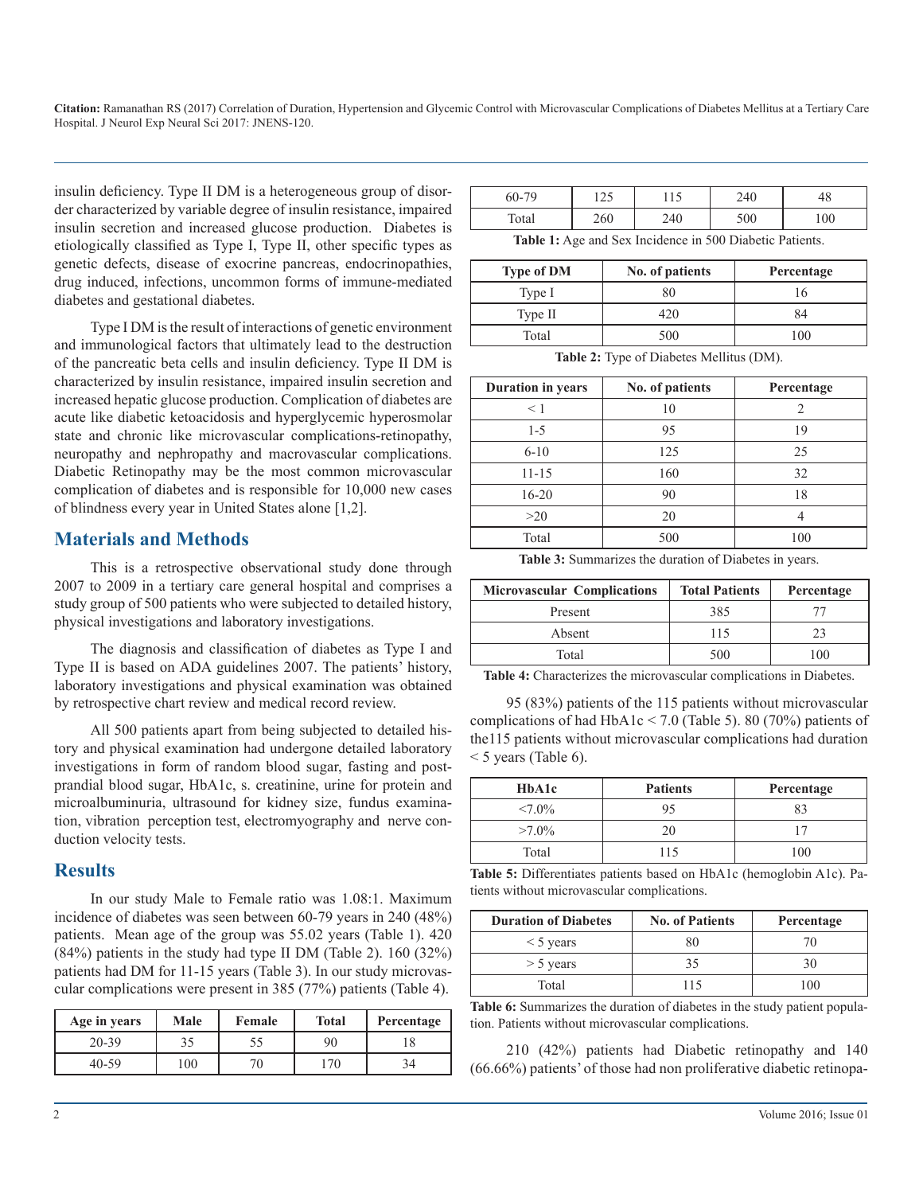insulin deficiency. Type II DM is a heterogeneous group of disorder characterized by variable degree of insulin resistance, impaired insulin secretion and increased glucose production. Diabetes is etiologically classified as Type I, Type II, other specific types as genetic defects, disease of exocrine pancreas, endocrinopathies, drug induced, infections, uncommon forms of immune-mediated diabetes and gestational diabetes.

Type I DM is the result of interactions of genetic environment and immunological factors that ultimately lead to the destruction of the pancreatic beta cells and insulin deficiency. Type II DM is characterized by insulin resistance, impaired insulin secretion and increased hepatic glucose production. Complication of diabetes are acute like diabetic ketoacidosis and hyperglycemic hyperosmolar state and chronic like microvascular complications-retinopathy, neuropathy and nephropathy and macrovascular complications. Diabetic Retinopathy may be the most common microvascular complication of diabetes and is responsible for 10,000 new cases of blindness every year in United States alone [1,2].

## Materials and Methods

This is a retrospective observational study done through 2007 to 2009 in a tertiary care general hospital and comprises a study group of 500 patients who were subjected to detailed history, physical investigations and laboratory investigations.

The diagnosis and classification of diabetes as Type I and Type II is based on ADA guidelines 2007. The patients' history, laboratory investigations and physical examination was obtained by retrospective chart review and medical record review.

All 500 patients apart from being subjected to detailed history and physical examination had undergone detailed laboratory investigations in form of random blood sugar, fasting and post-prandial blood sugar, HbA1c, s. creatinine, urine for protein and microalbuminuria, ultrasound for kidney size, fundus examination, vibration perception test, electromyography and nerve conduction velocity tests.

## Results

In our study Male to Female ratio was 1.08:1. Maximum incidence of diabetes was seen between 60-79 years in 240 (48%) patients. Mean age of the group was 55.02 years (Table 1). 420 (84%) patients in the study had type II DM (Table 2). 160 (32%) patients had DM for 11-15 years (Table 3). In our study microvascular complications were present in 385 (77%) patients (Table 4).

| Age in years | Male | Female | Total | Percentage |
|---|---|---|---|---|
| 20-39 | 35 | 55 | 90 | 18 |
| 40-59 | 100 | 70 | 170 | 34 |
| 60-79 | 125 | 115 | 240 | 48 |
| Total | 260 | 240 | 500 | 100 |

**Table 1:** Age and Sex Incidence in 500 Diabetic Patients.

| Type of DM | No. of patients | Percentage |
|---|---|---|
| Type I | 80 | 16 |
| Type II | 420 | 84 |
| Total | 500 | 100 |

**Table 2:** Type of Diabetes Mellitus (DM).

| Duration in years | No. of patients | Percentage |
|---|---|---|
| < 1 | 10 | 2 |
| 1-5 | 95 | 19 |
| 6-10 | 125 | 25 |
| 11-15 | 160 | 32 |
| 16-20 | 90 | 18 |
| >20 | 20 | 4 |
| Total | 500 | 100 |

**Table 3:** Summarizes the duration of Diabetes in years.

| Microvascular Complications | Total Patients | Percentage |
|---|---|---|
| Present | 385 | 77 |
| Absent | 115 | 23 |
| Total | 500 | 100 |

**Table 4:** Characterizes the microvascular complications in Diabetes.

95 (83%) patients of the 115 patients without microvascular complications of had HbA1c < 7.0 (Table 5). 80 (70%) patients of the115 patients without microvascular complications had duration < 5 years (Table 6).

| HbA1c | Patients | Percentage |
|---|---|---|
| <7.0% | 95 | 83 |
| >7.0% | 20 | 17 |
| Total | 115 | 100 |

**Table 5:** Differentiates patients based on HbA1c (hemoglobin A1c). Patients without microvascular complications.

| Duration of Diabetes | No. of Patients | Percentage |
|---|---|---|
| < 5 years | 80 | 70 |
| > 5 years | 35 | 30 |
| Total | 115 | 100 |

**Table 6:** Summarizes the duration of diabetes in the study patient population. Patients without microvascular complications.

210 (42%) patients had Diabetic retinopathy and 140 (66.66%) patients' of those had non proliferative diabetic retinopa-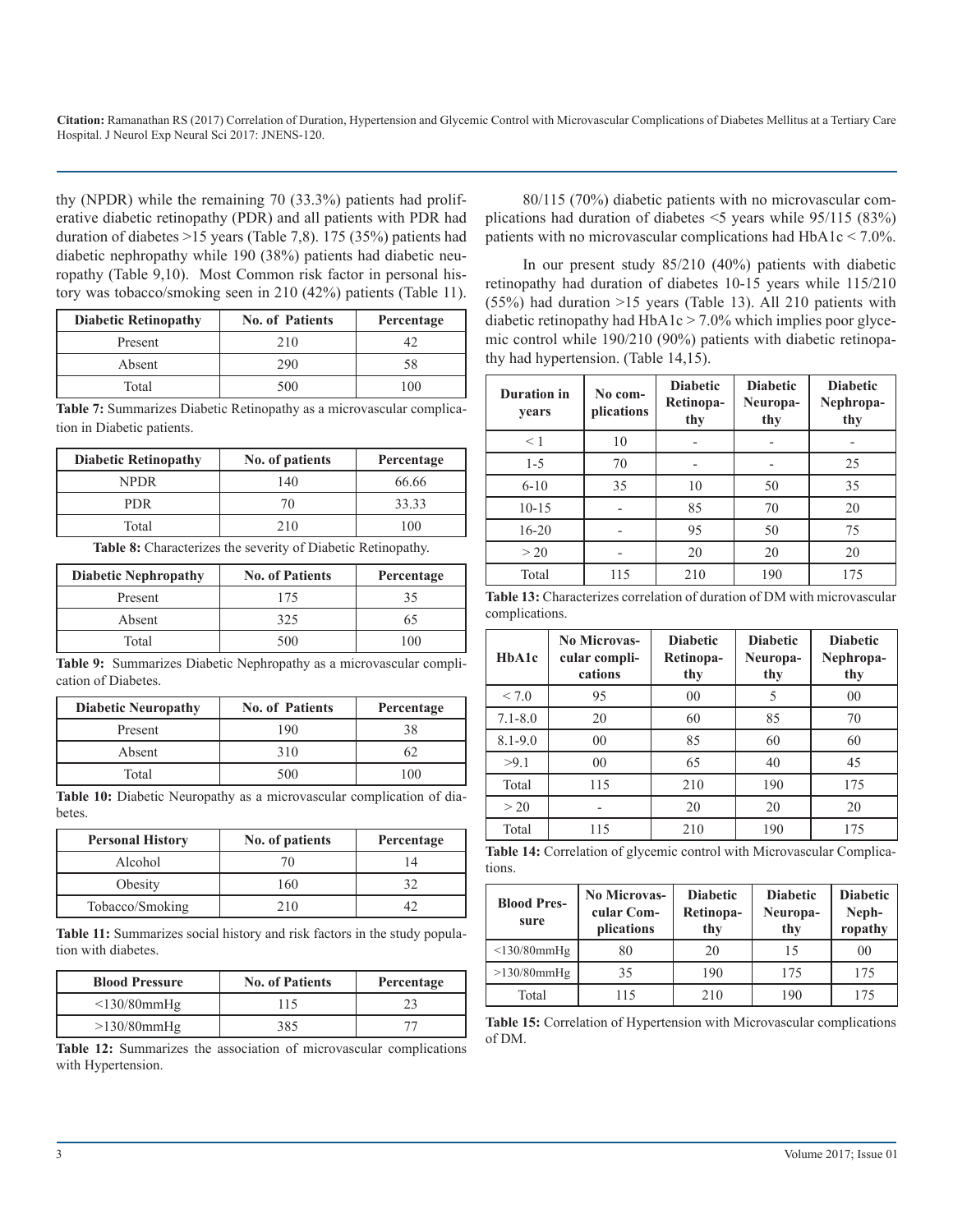thy (NPDR) while the remaining 70 (33.3%) patients had proliferative diabetic retinopathy (PDR) and all patients with PDR had duration of diabetes >15 years (Table 7,8). 175 (35%) patients had diabetic nephropathy while 190 (38%) patients had diabetic neuropathy (Table 9,10). Most Common risk factor in personal history was tobacco/smoking seen in 210 (42%) patients (Table 11).

| Diabetic Retinopathy | No. of Patients | Percentage |
|---|---|---|
| Present | 210 | 42 |
| Absent | 290 | 58 |
| Total | 500 | 100 |

**Table 7:** Summarizes Diabetic Retinopathy as a microvascular complication in Diabetic patients.

| Diabetic Retinopathy | No. of patients | Percentage |
|---|---|---|
| NPDR | 140 | 66.66 |
| PDR | 70 | 33.33 |
| Total | 210 | 100 |

**Table 8:** Characterizes the severity of Diabetic Retinopathy.

| Diabetic Nephropathy | No. of Patients | Percentage |
|---|---|---|
| Present | 175 | 35 |
| Absent | 325 | 65 |
| Total | 500 | 100 |

**Table 9:** Summarizes Diabetic Nephropathy as a microvascular complication of Diabetes.

| Diabetic Neuropathy | No. of Patients | Percentage |
|---|---|---|
| Present | 190 | 38 |
| Absent | 310 | 62 |
| Total | 500 | 100 |

**Table 10:** Diabetic Neuropathy as a microvascular complication of diabetes.

| Personal History | No. of patients | Percentage |
|---|---|---|
| Alcohol | 70 | 14 |
| Obesity | 160 | 32 |
| Tobacco/Smoking | 210 | 42 |

**Table 11:** Summarizes social history and risk factors in the study population with diabetes.

| Blood Pressure | No. of Patients | Percentage |
|---|---|---|
| <130/80mmHg | 115 | 23 |
| >130/80mmHg | 385 | 77 |

**Table 12:** Summarizes the association of microvascular complications with Hypertension.

80/115 (70%) diabetic patients with no microvascular complications had duration of diabetes <5 years while 95/115 (83%) patients with no microvascular complications had HbA1c < 7.0%.

In our present study 85/210 (40%) patients with diabetic retinopathy had duration of diabetes 10-15 years while 115/210 (55%) had duration >15 years (Table 13). All 210 patients with diabetic retinopathy had HbA1c > 7.0% which implies poor glycemic control while 190/210 (90%) patients with diabetic retinopathy had hypertension. (Table 14,15).

| Duration in years | No complications | Diabetic Retinopathy | Diabetic Neuropathy | Diabetic Nephropathy |
|---|---|---|---|---|
| < 1 | 10 | - | - | - |
| 1-5 | 70 | - | - | 25 |
| 6-10 | 35 | 10 | 50 | 35 |
| 10-15 | - | 85 | 70 | 20 |
| 16-20 | - | 95 | 50 | 75 |
| > 20 | - | 20 | 20 | 20 |
| Total | 115 | 210 | 190 | 175 |

**Table 13:** Characterizes correlation of duration of DM with microvascular complications.

| HbA1c | No Microvascular complications | Diabetic Retinopathy | Diabetic Neuropathy | Diabetic Nephropathy |
|---|---|---|---|---|
| < 7.0 | 95 | 00 | 5 | 00 |
| 7.1-8.0 | 20 | 60 | 85 | 70 |
| 8.1-9.0 | 00 | 85 | 60 | 60 |
| >9.1 | 00 | 65 | 40 | 45 |
| Total | 115 | 210 | 190 | 175 |
| > 20 | - | 20 | 20 | 20 |
| Total | 115 | 210 | 190 | 175 |

**Table 14:** Correlation of glycemic control with Microvascular Complications.

| Blood Pressure | No Microvascular Complications | Diabetic Retinopathy | Diabetic Neuropathy | Diabetic Nephropathy |
|---|---|---|---|---|
| <130/80mmHg | 80 | 20 | 15 | 00 |
| >130/80mmHg | 35 | 190 | 175 | 175 |
| Total | 115 | 210 | 190 | 175 |

**Table 15:** Correlation of Hypertension with Microvascular complications of DM.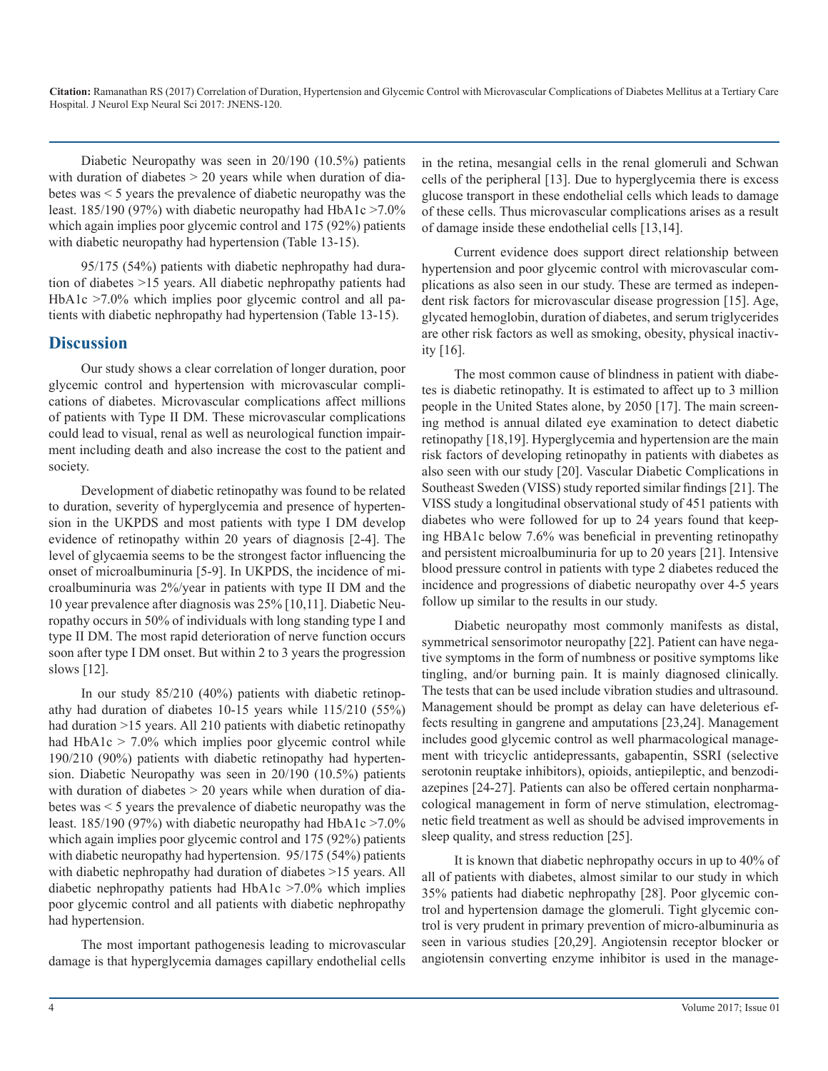Diabetic Neuropathy was seen in 20/190 (10.5%) patients with duration of diabetes > 20 years while when duration of diabetes was < 5 years the prevalence of diabetic neuropathy was the least. 185/190 (97%) with diabetic neuropathy had HbA1c >7.0% which again implies poor glycemic control and 175 (92%) patients with diabetic neuropathy had hypertension (Table 13-15).

95/175 (54%) patients with diabetic nephropathy had duration of diabetes >15 years. All diabetic nephropathy patients had HbA1c >7.0% which implies poor glycemic control and all patients with diabetic nephropathy had hypertension (Table 13-15).

## Discussion

Our study shows a clear correlation of longer duration, poor glycemic control and hypertension with microvascular complications of diabetes. Microvascular complications affect millions of patients with Type II DM. These microvascular complications could lead to visual, renal as well as neurological function impairment including death and also increase the cost to the patient and society.

Development of diabetic retinopathy was found to be related to duration, severity of hyperglycemia and presence of hypertension in the UKPDS and most patients with type I DM develop evidence of retinopathy within 20 years of diagnosis [2-4]. The level of glycaemia seems to be the strongest factor influencing the onset of microalbuminuria [5-9]. In UKPDS, the incidence of microalbuminuria was 2%/year in patients with type II DM and the 10 year prevalence after diagnosis was 25% [10,11]. Diabetic Neuropathy occurs in 50% of individuals with long standing type I and type II DM. The most rapid deterioration of nerve function occurs soon after type I DM onset. But within 2 to 3 years the progression slows [12].

In our study 85/210 (40%) patients with diabetic retinopathy had duration of diabetes 10-15 years while 115/210 (55%) had duration >15 years. All 210 patients with diabetic retinopathy had HbA1c > 7.0% which implies poor glycemic control while 190/210 (90%) patients with diabetic retinopathy had hypertension. Diabetic Neuropathy was seen in 20/190 (10.5%) patients with duration of diabetes > 20 years while when duration of diabetes was < 5 years the prevalence of diabetic neuropathy was the least. 185/190 (97%) with diabetic neuropathy had HbA1c >7.0% which again implies poor glycemic control and 175 (92%) patients with diabetic neuropathy had hypertension. 95/175 (54%) patients with diabetic nephropathy had duration of diabetes >15 years. All diabetic nephropathy patients had HbA1c >7.0% which implies poor glycemic control and all patients with diabetic nephropathy had hypertension.

The most important pathogenesis leading to microvascular damage is that hyperglycemia damages capillary endothelial cells in the retina, mesangial cells in the renal glomeruli and Schwan cells of the peripheral [13]. Due to hyperglycemia there is excess glucose transport in these endothelial cells which leads to damage of these cells. Thus microvascular complications arises as a result of damage inside these endothelial cells [13,14].

Current evidence does support direct relationship between hypertension and poor glycemic control with microvascular complications as also seen in our study. These are termed as independent risk factors for microvascular disease progression [15]. Age, glycated hemoglobin, duration of diabetes, and serum triglycerides are other risk factors as well as smoking, obesity, physical inactivity [16].

The most common cause of blindness in patient with diabetes is diabetic retinopathy. It is estimated to affect up to 3 million people in the United States alone, by 2050 [17]. The main screening method is annual dilated eye examination to detect diabetic retinopathy [18,19]. Hyperglycemia and hypertension are the main risk factors of developing retinopathy in patients with diabetes as also seen with our study [20]. Vascular Diabetic Complications in Southeast Sweden (VISS) study reported similar findings [21]. The VISS study a longitudinal observational study of 451 patients with diabetes who were followed for up to 24 years found that keeping HBA1c below 7.6% was beneficial in preventing retinopathy and persistent microalbuminuria for up to 20 years [21]. Intensive blood pressure control in patients with type 2 diabetes reduced the incidence and progressions of diabetic neuropathy over 4-5 years follow up similar to the results in our study.

Diabetic neuropathy most commonly manifests as distal, symmetrical sensorimotor neuropathy [22]. Patient can have negative symptoms in the form of numbness or positive symptoms like tingling, and/or burning pain. It is mainly diagnosed clinically. The tests that can be used include vibration studies and ultrasound. Management should be prompt as delay can have deleterious effects resulting in gangrene and amputations [23,24]. Management includes good glycemic control as well pharmacological management with tricyclic antidepressants, gabapentin, SSRI (selective serotonin reuptake inhibitors), opioids, antiepileptic, and benzodiazepines [24-27]. Patients can also be offered certain nonpharmacological management in form of nerve stimulation, electromagnetic field treatment as well as should be advised improvements in sleep quality, and stress reduction [25].

It is known that diabetic nephropathy occurs in up to 40% of all of patients with diabetes, almost similar to our study in which 35% patients had diabetic nephropathy [28]. Poor glycemic control and hypertension damage the glomeruli. Tight glycemic control is very prudent in primary prevention of micro-albuminuria as seen in various studies [20,29]. Angiotensin receptor blocker or angiotensin converting enzyme inhibitor is used in the manage-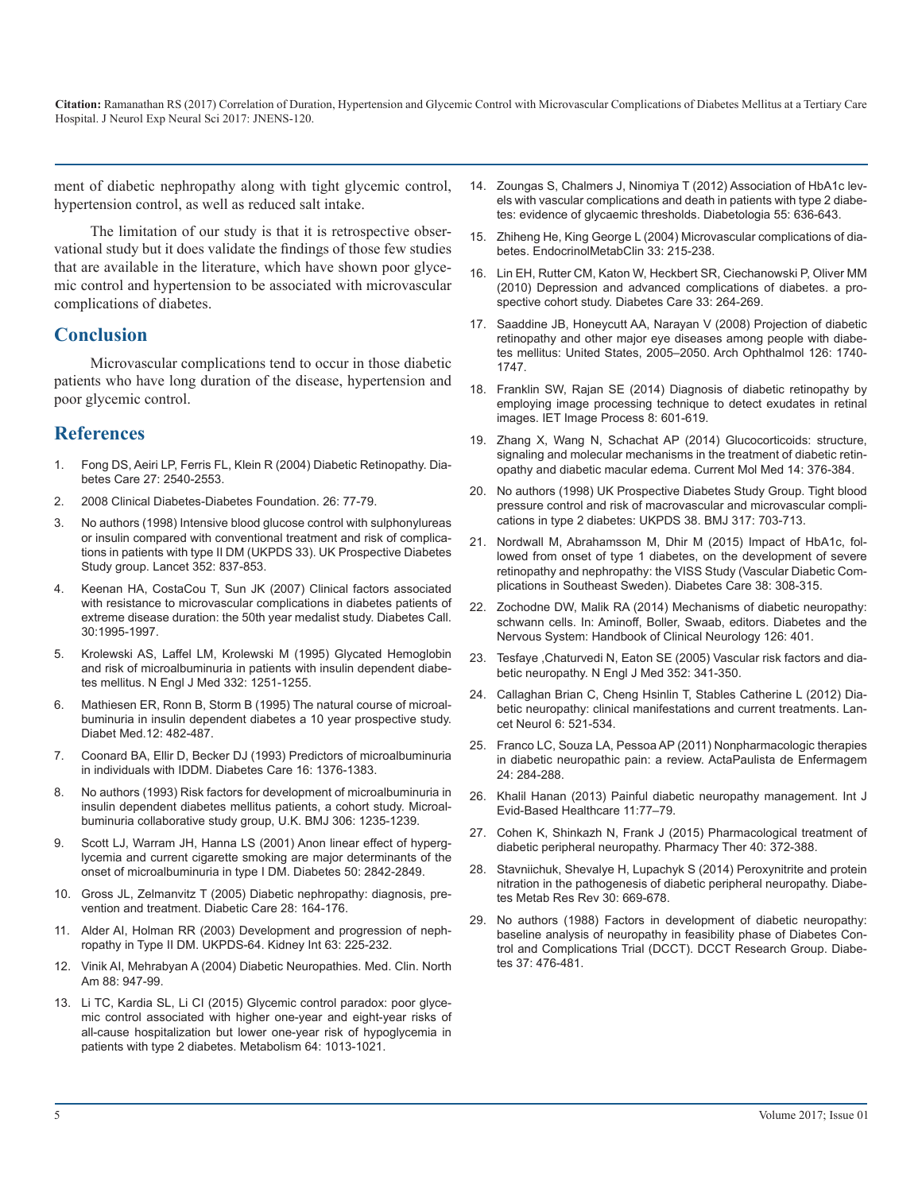ment of diabetic nephropathy along with tight glycemic control, hypertension control, as well as reduced salt intake.

The limitation of our study is that it is retrospective observational study but it does validate the findings of those few studies that are available in the literature, which have shown poor glycemic control and hypertension to be associated with microvascular complications of diabetes.

## Conclusion

Microvascular complications tend to occur in those diabetic patients who have long duration of the disease, hypertension and poor glycemic control.

## References

1. Fong DS, Aeiri LP, Ferris FL, Klein R (2004) Diabetic Retinopathy. Diabetes Care 27: 2540-2553.
2. 2008 Clinical Diabetes-Diabetes Foundation. 26: 77-79.
3. No authors (1998) Intensive blood glucose control with sulphonylureas or insulin compared with conventional treatment and risk of complications in patients with type II DM (UKPDS 33). UK Prospective Diabetes Study group. Lancet 352: 837-853.
4. Keenan HA, CostaCou T, Sun JK (2007) Clinical factors associated with resistance to microvascular complications in diabetes patients of extreme disease duration: the 50th year medalist study. Diabetes Call. 30:1995-1997.
5. Krolewski AS, Laffel LM, Krolewski M (1995) Glycated Hemoglobin and risk of microalbuminuria in patients with insulin dependent diabetes mellitus. N Engl J Med 332: 1251-1255.
6. Mathiesen ER, Ronn B, Storm B (1995) The natural course of microalbuminuria in insulin dependent diabetes a 10 year prospective study. Diabet Med.12: 482-487.
7. Coonard BA, Ellir D, Becker DJ (1993) Predictors of microalbuminuria in individuals with IDDM. Diabetes Care 16: 1376-1383.
8. No authors (1993) Risk factors for development of microalbuminuria in insulin dependent diabetes mellitus patients, a cohort study. Microalbuminuria collaborative study group, U.K. BMJ 306: 1235-1239.
9. Scott LJ, Warram JH, Hanna LS (2001) Anon linear effect of hyperglycemia and current cigarette smoking are major determinants of the onset of microalbuminuria in type I DM. Diabetes 50: 2842-2849.
10. Gross JL, Zelmanvitz T (2005) Diabetic nephropathy: diagnosis, prevention and treatment. Diabetic Care 28: 164-176.
11. Alder AI, Holman RR (2003) Development and progression of nephropathy in Type II DM. UKPDS-64. Kidney Int 63: 225-232.
12. Vinik AI, Mehrabyan A (2004) Diabetic Neuropathies. Med. Clin. North Am 88: 947-99.
13. Li TC, Kardia SL, Li CI (2015) Glycemic control paradox: poor glycemic control associated with higher one-year and eight-year risks of all-cause hospitalization but lower one-year risk of hypoglycemia in patients with type 2 diabetes. Metabolism 64: 1013-1021.
14. Zoungas S, Chalmers J, Ninomiya T (2012) Association of HbA1c levels with vascular complications and death in patients with type 2 diabetes: evidence of glycaemic thresholds. Diabetologia 55: 636-643.
15. Zhiheng He, King George L (2004) Microvascular complications of diabetes. EndocrinolMetabClin 33: 215-238.
16. Lin EH, Rutter CM, Katon W, Heckbert SR, Ciechanowski P, Oliver MM (2010) Depression and advanced complications of diabetes. a prospective cohort study. Diabetes Care 33: 264-269.
17. Saaddine JB, Honeycutt AA, Narayan V (2008) Projection of diabetic retinopathy and other major eye diseases among people with diabetes mellitus: United States, 2005–2050. Arch Ophthalmol 126: 1740-1747.
18. Franklin SW, Rajan SE (2014) Diagnosis of diabetic retinopathy by employing image processing technique to detect exudates in retinal images. IET Image Process 8: 601-619.
19. Zhang X, Wang N, Schachat AP (2014) Glucocorticoids: structure, signaling and molecular mechanisms in the treatment of diabetic retinopathy and diabetic macular edema. Current Mol Med 14: 376-384.
20. No authors (1998) UK Prospective Diabetes Study Group. Tight blood pressure control and risk of macrovascular and microvascular complications in type 2 diabetes: UKPDS 38. BMJ 317: 703-713.
21. Nordwall M, Abrahamsson M, Dhir M (2015) Impact of HbA1c, followed from onset of type 1 diabetes, on the development of severe retinopathy and nephropathy: the VISS Study (Vascular Diabetic Complications in Southeast Sweden). Diabetes Care 38: 308-315.
22. Zochodne DW, Malik RA (2014) Mechanisms of diabetic neuropathy: schwann cells. In: Aminoff, Boller, Swaab, editors. Diabetes and the Nervous System: Handbook of Clinical Neurology 126: 401.
23. Tesfaye ,Chaturvedi N, Eaton SE (2005) Vascular risk factors and diabetic neuropathy. N Engl J Med 352: 341-350.
24. Callaghan Brian C, Cheng Hsinlin T, Stables Catherine L (2012) Diabetic neuropathy: clinical manifestations and current treatments. Lancet Neurol 6: 521-534.
25. Franco LC, Souza LA, Pessoa AP (2011) Nonpharmacologic therapies in diabetic neuropathic pain: a review. ActaPaulista de Enfermagem 24: 284-288.
26. Khalil Hanan (2013) Painful diabetic neuropathy management. Int J Evid-Based Healthcare 11:77–79.
27. Cohen K, Shinkazh N, Frank J (2015) Pharmacological treatment of diabetic peripheral neuropathy. Pharmacy Ther 40: 372-388.
28. Stavniichuk, Shevalye H, Lupachyk S (2014) Peroxynitrite and protein nitration in the pathogenesis of diabetic peripheral neuropathy. Diabetes Metab Res Rev 30: 669-678.
29. No authors (1988) Factors in development of diabetic neuropathy: baseline analysis of neuropathy in feasibility phase of Diabetes Control and Complications Trial (DCCT). DCCT Research Group. Diabetes 37: 476-481.